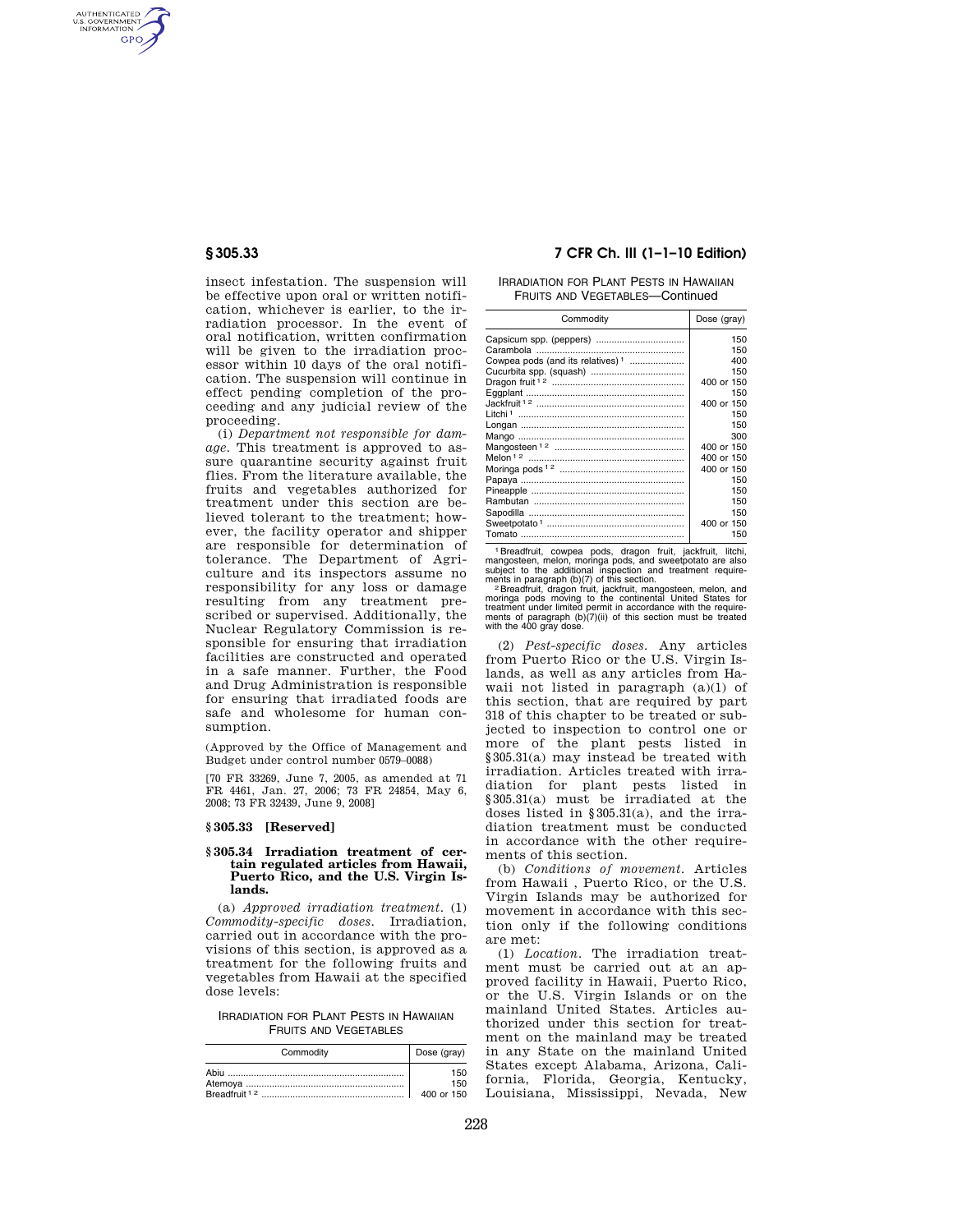insect infestation. The suspension will be effective upon oral or written notification, whichever is earlier, to the irradiation processor. In the event of oral notification, written confirmation will be given to the irradiation processor within 10 days of the oral notification. The suspension will continue in effect pending completion of the proceeding and any judicial review of the proceeding.

(i) *Department not responsible for damage.* This treatment is approved to assure quarantine security against fruit flies. From the literature available, the fruits and vegetables authorized for treatment under this section are believed tolerant to the treatment; however, the facility operator and shipper are responsible for determination of tolerance. The Department of Agriculture and its inspectors assume no responsibility for any loss or damage resulting from any treatment prescribed or supervised. Additionally, the Nuclear Regulatory Commission is responsible for ensuring that irradiation facilities are constructed and operated in a safe manner. Further, the Food and Drug Administration is responsible for ensuring that irradiated foods are safe and wholesome for human consumption.

(Approved by the Office of Management and Budget under control number 0579–0088)

[70 FR 33269, June 7, 2005, as amended at 71 FR 4461, Jan. 27, 2006; 73 FR 24854, May 6, 2008; 73 FR 32439, June 9, 2008]

## § 305.33 [Reserved]

## § 305.34 Irradiation treatment of certain regulated articles from Hawaii, Puerto Rico, and the U.S. Virgin Islands.

(a) *Approved irradiation treatment.* (1) *Commodity-specific doses.* Irradiation, carried out in accordance with the provisions of this section, is approved as a treatment for the following fruits and vegetables from Hawaii at the specified dose levels:

IRRADIATION FOR PLANT PESTS IN HAWAIIAN FRUITS AND VEGETABLES

| Commodity | Dose (gray) |
|---|---|
| Abiu | 150 |
| Atemoya | 150 |
| Breadfruit [1 2] | 400 or 150 |
| Capsicum spp. (peppers) | 150 |
| Carambola | 150 |
| Cowpea pods (and its relatives) [1] | 400 |
| Cucurbita spp. (squash) | 150 |
| Dragon fruit [1 2] | 400 or 150 |
| Eggplant | 150 |
| Jackfruit [1 2] | 400 or 150 |
| Litchi [1] | 150 |
| Longan | 150 |
| Mango | 300 |
| Mangosteen [1 2] | 400 or 150 |
| Melon [1 2] | 400 or 150 |
| Moringa pods [1 2] | 400 or 150 |
| Papaya | 150 |
| Pineapple | 150 |
| Rambutan | 150 |
| Sapodilla | 150 |
| Sweetpotato [1] | 400 or 150 |
| Tomato | 150 |

[1] Breadfruit, cowpea pods, dragon fruit, jackfruit, litchi, mangosteen, melon, moringa pods, and sweetpotato are also subject to the additional inspection and treatment requirements in paragraph (b)(7) of this section.

[2] Breadfruit, dragon fruit, jackfruit, mangosteen, melon, and moringa pods moving to the continental United States for treatment under limited permit in accordance with the requirements of paragraph (b)(7)(ii) of this section must be treated with the 400 gray dose.

(2) *Pest-specific doses.* Any articles from Puerto Rico or the U.S. Virgin Islands, as well as any articles from Hawaii not listed in paragraph (a)(1) of this section, that are required by part 318 of this chapter to be treated or subjected to inspection to control one or more of the plant pests listed in §305.31(a) may instead be treated with irradiation. Articles treated with irradiation for plant pests listed in §305.31(a) must be irradiated at the doses listed in §305.31(a), and the irradiation treatment must be conducted in accordance with the other requirements of this section.

(b) *Conditions of movement.* Articles from Hawaii , Puerto Rico, or the U.S. Virgin Islands may be authorized for movement in accordance with this section only if the following conditions are met:

(1) *Location.* The irradiation treatment must be carried out at an approved facility in Hawaii, Puerto Rico, or the U.S. Virgin Islands or on the mainland United States. Articles authorized under this section for treatment on the mainland may be treated in any State on the mainland United States except Alabama, Arizona, California, Florida, Georgia, Kentucky, Louisiana, Mississippi, Nevada, New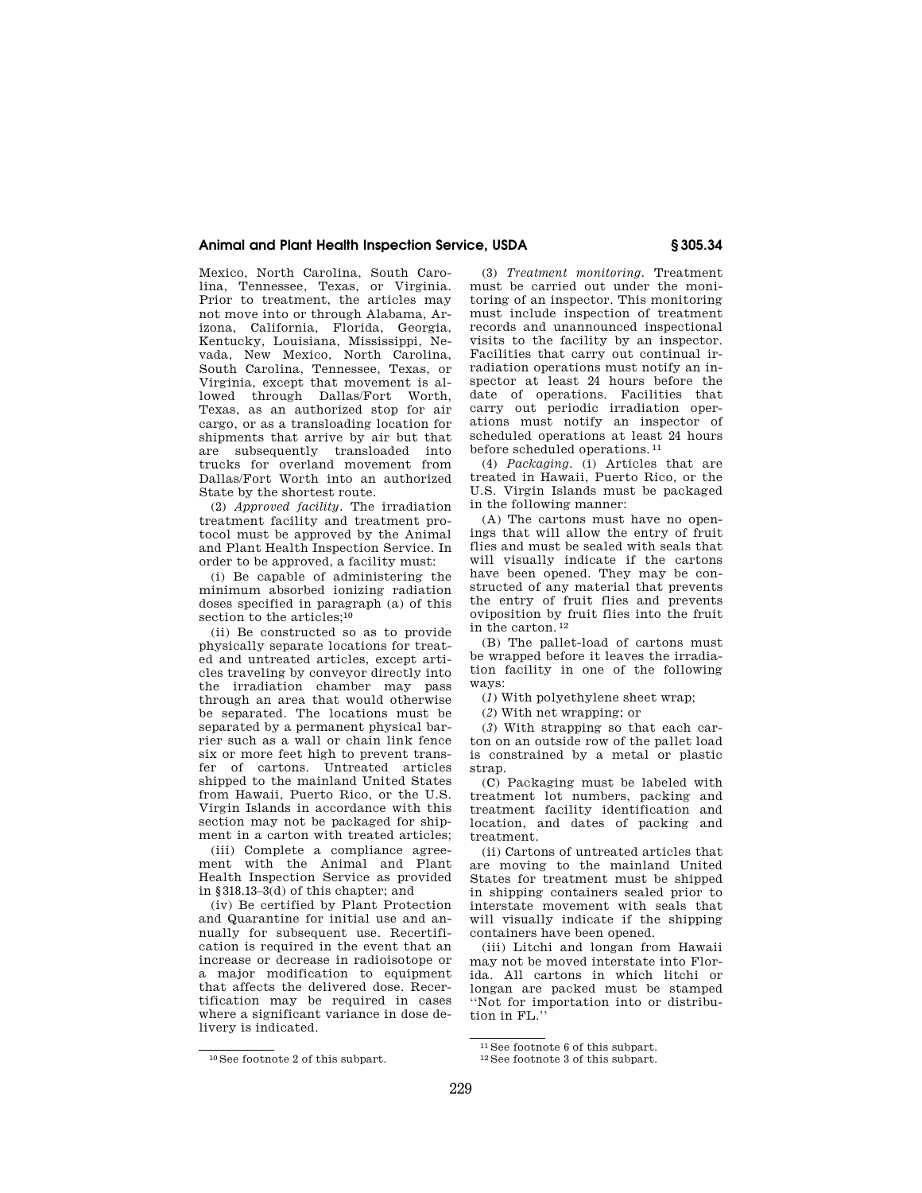Mexico, North Carolina, South Carolina, Tennessee, Texas, or Virginia. Prior to treatment, the articles may not move into or through Alabama, Arizona, California, Florida, Georgia, Kentucky, Louisiana, Mississippi, Nevada, New Mexico, North Carolina, South Carolina, Tennessee, Texas, or Virginia, except that movement is allowed through Dallas/Fort Worth, Texas, as an authorized stop for air cargo, or as a transloading location for shipments that arrive by air but that are subsequently transloaded into trucks for overland movement from Dallas/Fort Worth into an authorized State by the shortest route.

(2) *Approved facility.* The irradiation treatment facility and treatment protocol must be approved by the Animal and Plant Health Inspection Service. In order to be approved, a facility must:

(i) Be capable of administering the minimum absorbed ionizing radiation doses specified in paragraph (a) of this section to the articles;[10]

(ii) Be constructed so as to provide physically separate locations for treated and untreated articles, except articles traveling by conveyor directly into the irradiation chamber may pass through an area that would otherwise be separated. The locations must be separated by a permanent physical barrier such as a wall or chain link fence six or more feet high to prevent transfer of cartons. Untreated articles shipped to the mainland United States from Hawaii, Puerto Rico, or the U.S. Virgin Islands in accordance with this section may not be packaged for shipment in a carton with treated articles;

(iii) Complete a compliance agreement with the Animal and Plant Health Inspection Service as provided in §318.13–3(d) of this chapter; and

(iv) Be certified by Plant Protection and Quarantine for initial use and annually for subsequent use. Recertification is required in the event that an increase or decrease in radioisotope or a major modification to equipment that affects the delivered dose. Recertification may be required in cases where a significant variance in dose delivery is indicated.

(3) *Treatment monitoring.* Treatment must be carried out under the monitoring of an inspector. This monitoring must include inspection of treatment records and unannounced inspectional visits to the facility by an inspector. Facilities that carry out continual irradiation operations must notify an inspector at least 24 hours before the date of operations. Facilities that carry out periodic irradiation operations must notify an inspector of scheduled operations at least 24 hours before scheduled operations.[11]

(4) *Packaging.* (i) Articles that are treated in Hawaii, Puerto Rico, or the U.S. Virgin Islands must be packaged in the following manner:

(A) The cartons must have no openings that will allow the entry of fruit flies and must be sealed with seals that will visually indicate if the cartons have been opened. They may be constructed of any material that prevents the entry of fruit flies and prevents oviposition by fruit flies into the fruit in the carton.[12]

(B) The pallet-load of cartons must be wrapped before it leaves the irradiation facility in one of the following ways:

(*1*) With polyethylene sheet wrap;

(*2*) With net wrapping; or

(*3*) With strapping so that each carton on an outside row of the pallet load is constrained by a metal or plastic strap.

(C) Packaging must be labeled with treatment lot numbers, packing and treatment facility identification and location, and dates of packing and treatment.

(ii) Cartons of untreated articles that are moving to the mainland United States for treatment must be shipped in shipping containers sealed prior to interstate movement with seals that will visually indicate if the shipping containers have been opened.

(iii) Litchi and longan from Hawaii may not be moved interstate into Florida. All cartons in which litchi or longan are packed must be stamped ''Not for importation into or distribution in FL.''

---

[10] See footnote 2 of this subpart.

[11] See footnote 6 of this subpart.

[12] See footnote 3 of this subpart.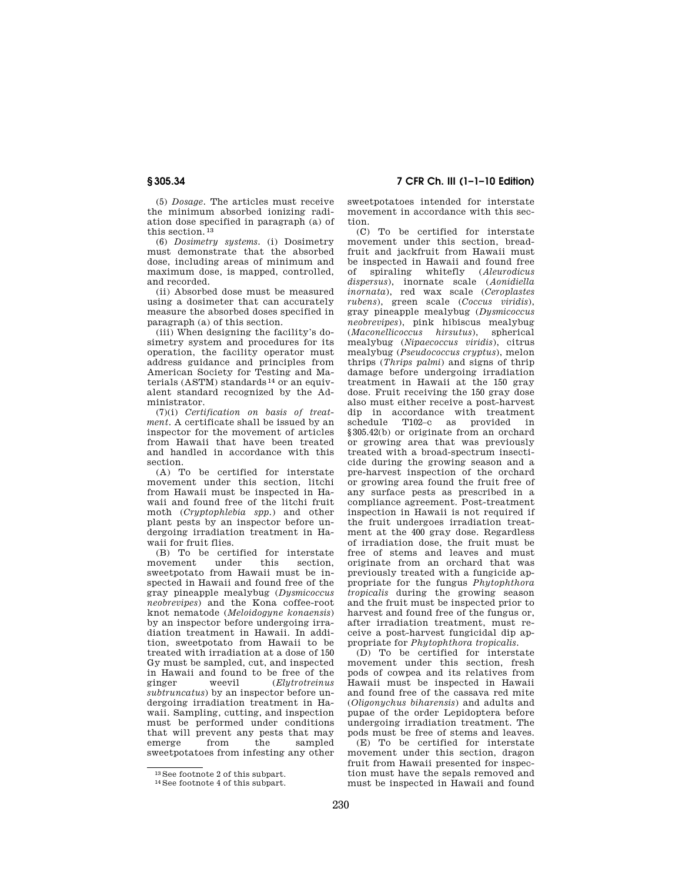(5) *Dosage*. The articles must receive the minimum absorbed ionizing radiation dose specified in paragraph (a) of this section.[13]

(6) *Dosimetry systems*. (i) Dosimetry must demonstrate that the absorbed dose, including areas of minimum and maximum dose, is mapped, controlled, and recorded.

(ii) Absorbed dose must be measured using a dosimeter that can accurately measure the absorbed doses specified in paragraph (a) of this section.

(iii) When designing the facility's dosimetry system and procedures for its operation, the facility operator must address guidance and principles from American Society for Testing and Materials (ASTM) standards[14] or an equivalent standard recognized by the Administrator.

(7)(i) *Certification on basis of treatment*. A certificate shall be issued by an inspector for the movement of articles from Hawaii that have been treated and handled in accordance with this section.

(A) To be certified for interstate movement under this section, litchi from Hawaii must be inspected in Hawaii and found free of the litchi fruit moth (*Cryptophlebia spp.*) and other plant pests by an inspector before undergoing irradiation treatment in Hawaii for fruit flies.

(B) To be certified for interstate movement under this section, sweetpotato from Hawaii must be inspected in Hawaii and found free of the gray pineapple mealybug (*Dysmicoccus neobrevipes*) and the Kona coffee-root knot nematode (*Meloidogyne konaensis*) by an inspector before undergoing irradiation treatment in Hawaii. In addition, sweetpotato from Hawaii to be treated with irradiation at a dose of 150 Gy must be sampled, cut, and inspected in Hawaii and found to be free of the ginger weevil (*Elytrotreinus subtruncatus*) by an inspector before undergoing irradiation treatment in Hawaii. Sampling, cutting, and inspection must be performed under conditions that will prevent any pests that may emerge from the sampled sweetpotatoes from infesting any other sweetpotatoes intended for interstate movement in accordance with this section.

(C) To be certified for interstate movement under this section, breadfruit and jackfruit from Hawaii must be inspected in Hawaii and found free of spiraling whitefly (*Aleurodicus dispersus*), inornate scale (*Aonidiella inornata*), red wax scale (*Ceroplastes rubens*), green scale (*Coccus viridis*), gray pineapple mealybug (*Dysmicoccus neobrevipes*), pink hibiscus mealybug (*Maconellicoccus hirsutus*), spherical mealybug (*Nipaecoccus viridis*), citrus mealybug (*Pseudococcus cryptus*), melon thrips (*Thrips palmi*) and signs of thrip damage before undergoing irradiation treatment in Hawaii at the 150 gray dose. Fruit receiving the 150 gray dose also must either receive a post-harvest dip in accordance with treatment schedule T102–c as provided in §305.42(b) or originate from an orchard or growing area that was previously treated with a broad-spectrum insecticide during the growing season and a pre-harvest inspection of the orchard or growing area found the fruit free of any surface pests as prescribed in a compliance agreement. Post-treatment inspection in Hawaii is not required if the fruit undergoes irradiation treatment at the 400 gray dose. Regardless of irradiation dose, the fruit must be free of stems and leaves and must originate from an orchard that was previously treated with a fungicide appropriate for the fungus *Phytophthora tropicalis* during the growing season and the fruit must be inspected prior to harvest and found free of the fungus or, after irradiation treatment, must receive a post-harvest fungicidal dip appropriate for *Phytophthora tropicalis*.

(D) To be certified for interstate movement under this section, fresh pods of cowpea and its relatives from Hawaii must be inspected in Hawaii and found free of the cassava red mite (*Oligonychus biharensis*) and adults and pupae of the order Lepidoptera before undergoing irradiation treatment. The pods must be free of stems and leaves.

(E) To be certified for interstate movement under this section, dragon fruit from Hawaii presented for inspection must have the sepals removed and must be inspected in Hawaii and found

---

[13] See footnote 2 of this subpart.

[14] See footnote 4 of this subpart.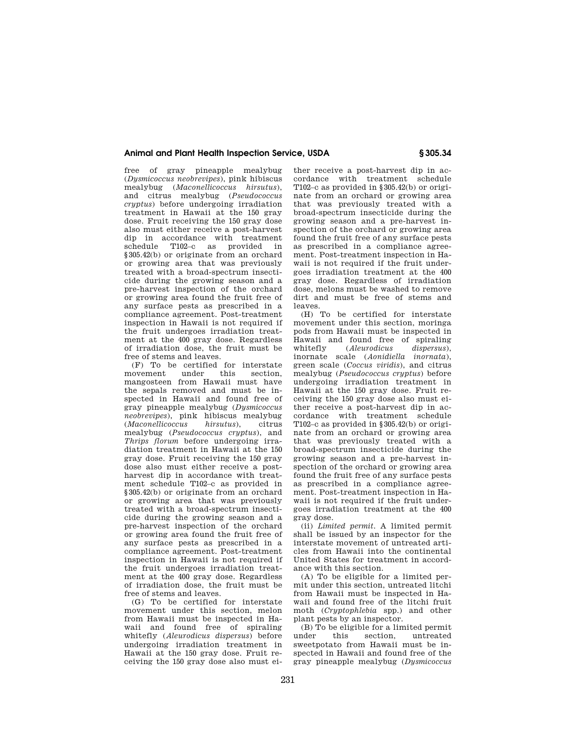free of gray pineapple mealybug (*Dysmicoccus neobrevipes*), pink hibiscus mealybug (*Maconellicoccus hirsutus*), and citrus mealybug (*Pseudococcus cryptus*) before undergoing irradiation treatment in Hawaii at the 150 gray dose. Fruit receiving the 150 gray dose also must either receive a post-harvest dip in accordance with treatment schedule T102–c as provided in §305.42(b) or originate from an orchard or growing area that was previously treated with a broad-spectrum insecticide during the growing season and a pre-harvest inspection of the orchard or growing area found the fruit free of any surface pests as prescribed in a compliance agreement. Post-treatment inspection in Hawaii is not required if the fruit undergoes irradiation treatment at the 400 gray dose. Regardless of irradiation dose, the fruit must be free of stems and leaves.

(F) To be certified for interstate movement under this section, mangosteen from Hawaii must have the sepals removed and must be inspected in Hawaii and found free of gray pineapple mealybug (*Dysmicoccus neobrevipes*), pink hibiscus mealybug (*Maconellicoccus hirsutus*), citrus mealybug (*Pseudococcus cryptus*), and *Thrips florum* before undergoing irradiation treatment in Hawaii at the 150 gray dose. Fruit receiving the 150 gray dose also must either receive a post-harvest dip in accordance with treatment schedule T102–c as provided in §305.42(b) or originate from an orchard or growing area that was previously treated with a broad-spectrum insecticide during the growing season and a pre-harvest inspection of the orchard or growing area found the fruit free of any surface pests as prescribed in a compliance agreement. Post-treatment inspection in Hawaii is not required if the fruit undergoes irradiation treatment at the 400 gray dose. Regardless of irradiation dose, the fruit must be free of stems and leaves.

(G) To be certified for interstate movement under this section, melon from Hawaii must be inspected in Hawaii and found free of spiraling whitefly (*Aleurodicus dispersus*) before undergoing irradiation treatment in Hawaii at the 150 gray dose. Fruit receiving the 150 gray dose also must either receive a post-harvest dip in accordance with treatment schedule T102–c as provided in §305.42(b) or originate from an orchard or growing area that was previously treated with a broad-spectrum insecticide during the growing season and a pre-harvest inspection of the orchard or growing area found the fruit free of any surface pests as prescribed in a compliance agreement. Post-treatment inspection in Hawaii is not required if the fruit undergoes irradiation treatment at the 400 gray dose. Regardless of irradiation dose, melons must be washed to remove dirt and must be free of stems and leaves.

(H) To be certified for interstate movement under this section, moringa pods from Hawaii must be inspected in Hawaii and found free of spiraling whitefly (*Aleurodicus dispersus*), inornate scale (*Aonidiella inornata*), green scale (*Coccus viridis*), and citrus mealybug (*Pseudococcus cryptus*) before undergoing irradiation treatment in Hawaii at the 150 gray dose. Fruit receiving the 150 gray dose also must either receive a post-harvest dip in accordance with treatment schedule T102–c as provided in §305.42(b) or originate from an orchard or growing area that was previously treated with a broad-spectrum insecticide during the growing season and a pre-harvest inspection of the orchard or growing area found the fruit free of any surface pests as prescribed in a compliance agreement. Post-treatment inspection in Hawaii is not required if the fruit undergoes irradiation treatment at the 400 gray dose.

(ii) *Limited permit*. A limited permit shall be issued by an inspector for the interstate movement of untreated articles from Hawaii into the continental United States for treatment in accordance with this section.

(A) To be eligible for a limited permit under this section, untreated litchi from Hawaii must be inspected in Hawaii and found free of the litchi fruit moth (*Cryptophlebia* spp.) and other plant pests by an inspector.

(B) To be eligible for a limited permit under this section, untreated sweetpotato from Hawaii must be inspected in Hawaii and found free of the gray pineapple mealybug (*Dysmicoccus*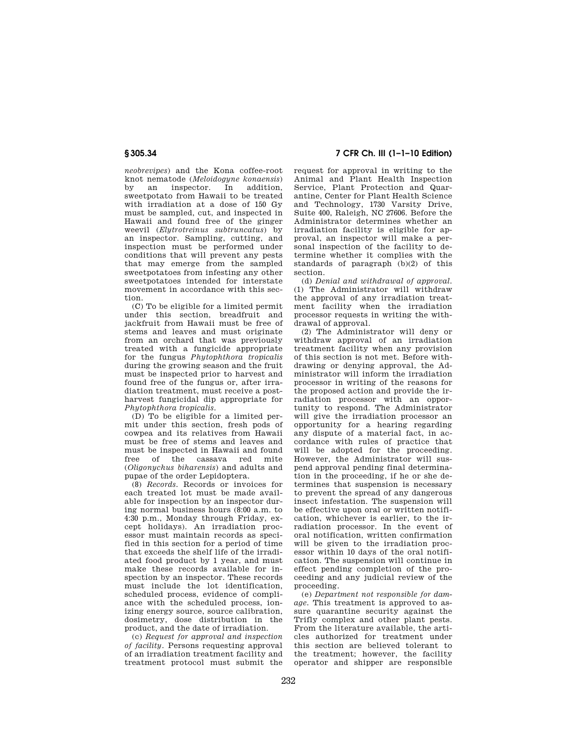*neobrevipes*) and the Kona coffee-root knot nematode (*Meloidogyne konaensis*) by an inspector. In addition, sweetpotato from Hawaii to be treated with irradiation at a dose of 150 Gy must be sampled, cut, and inspected in Hawaii and found free of the ginger weevil (*Elytrotreinus subtruncatus*) by an inspector. Sampling, cutting, and inspection must be performed under conditions that will prevent any pests that may emerge from the sampled sweetpotatoes from infesting any other sweetpotatoes intended for interstate movement in accordance with this section.

(C) To be eligible for a limited permit under this section, breadfruit and jackfruit from Hawaii must be free of stems and leaves and must originate from an orchard that was previously treated with a fungicide appropriate for the fungus *Phytophthora tropicalis* during the growing season and the fruit must be inspected prior to harvest and found free of the fungus or, after irradiation treatment, must receive a postharvest fungicidal dip appropriate for *Phytophthora tropicalis*.

(D) To be eligible for a limited permit under this section, fresh pods of cowpea and its relatives from Hawaii must be free of stems and leaves and must be inspected in Hawaii and found free of the cassava red mite (*Oligonychus biharensis*) and adults and pupae of the order Lepidoptera.

(8) *Records.* Records or invoices for each treated lot must be made available for inspection by an inspector during normal business hours (8:00 a.m. to 4:30 p.m., Monday through Friday, except holidays). An irradiation processor must maintain records as specified in this section for a period of time that exceeds the shelf life of the irradiated food product by 1 year, and must make these records available for inspection by an inspector. These records must include the lot identification, scheduled process, evidence of compliance with the scheduled process, ionizing energy source, source calibration, dosimetry, dose distribution in the product, and the date of irradiation.

(c) *Request for approval and inspection of facility.* Persons requesting approval of an irradiation treatment facility and treatment protocol must submit the request for approval in writing to the Animal and Plant Health Inspection Service, Plant Protection and Quarantine, Center for Plant Health Science and Technology, 1730 Varsity Drive, Suite 400, Raleigh, NC 27606. Before the Administrator determines whether an irradiation facility is eligible for approval, an inspector will make a personal inspection of the facility to determine whether it complies with the standards of paragraph (b)(2) of this section.

(d) *Denial and withdrawal of approval.* (1) The Administrator will withdraw the approval of any irradiation treatment facility when the irradiation processor requests in writing the withdrawal of approval.

(2) The Administrator will deny or withdraw approval of an irradiation treatment facility when any provision of this section is not met. Before withdrawing or denying approval, the Administrator will inform the irradiation processor in writing of the reasons for the proposed action and provide the irradiation processor with an opportunity to respond. The Administrator will give the irradiation processor an opportunity for a hearing regarding any dispute of a material fact, in accordance with rules of practice that will be adopted for the proceeding. However, the Administrator will suspend approval pending final determination in the proceeding, if he or she determines that suspension is necessary to prevent the spread of any dangerous insect infestation. The suspension will be effective upon oral or written notification, whichever is earlier, to the irradiation processor. In the event of oral notification, written confirmation will be given to the irradiation processor within 10 days of the oral notification. The suspension will continue in effect pending completion of the proceeding and any judicial review of the proceeding.

(e) *Department not responsible for damage.* This treatment is approved to assure quarantine security against the Trifly complex and other plant pests. From the literature available, the articles authorized for treatment under this section are believed tolerant to the treatment; however, the facility operator and shipper are responsible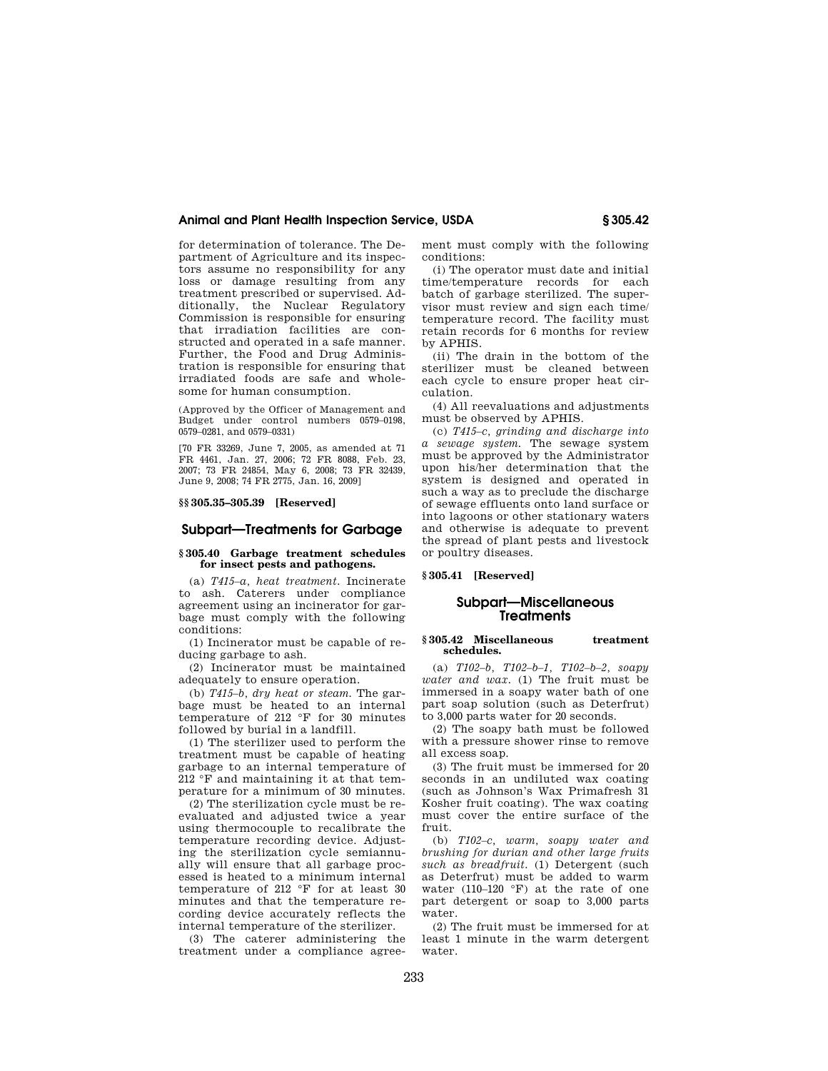for determination of tolerance. The Department of Agriculture and its inspectors assume no responsibility for any loss or damage resulting from any treatment prescribed or supervised. Additionally, the Nuclear Regulatory Commission is responsible for ensuring that irradiation facilities are constructed and operated in a safe manner. Further, the Food and Drug Administration is responsible for ensuring that irradiated foods are safe and wholesome for human consumption.

(Approved by the Officer of Management and Budget under control numbers 0579–0198, 0579–0281, and 0579–0331)

[70 FR 33269, June 7, 2005, as amended at 71 FR 4461, Jan. 27, 2006; 72 FR 8088, Feb. 23, 2007; 73 FR 24854, May 6, 2008; 73 FR 32439, June 9, 2008; 74 FR 2775, Jan. 16, 2009]

**§§ 305.35–305.39 [Reserved]**

## Subpart—Treatments for Garbage

**§ 305.40 Garbage treatment schedules for insect pests and pathogens.**

(a) *T415–a, heat treatment.* Incinerate to ash. Caterers under compliance agreement using an incinerator for garbage must comply with the following conditions:

(1) Incinerator must be capable of reducing garbage to ash.

(2) Incinerator must be maintained adequately to ensure operation.

(b) *T415–b, dry heat or steam.* The garbage must be heated to an internal temperature of 212 °F for 30 minutes followed by burial in a landfill.

(1) The sterilizer used to perform the treatment must be capable of heating garbage to an internal temperature of 212 °F and maintaining it at that temperature for a minimum of 30 minutes.

(2) The sterilization cycle must be reevaluated and adjusted twice a year using thermocouple to recalibrate the temperature recording device. Adjusting the sterilization cycle semiannually will ensure that all garbage processed is heated to a minimum internal temperature of 212 °F for at least 30 minutes and that the temperature recording device accurately reflects the internal temperature of the sterilizer.

(3) The caterer administering the treatment under a compliance agreement must comply with the following conditions:

(i) The operator must date and initial time/temperature records for each batch of garbage sterilized. The supervisor must review and sign each time/temperature record. The facility must retain records for 6 months for review by APHIS.

(ii) The drain in the bottom of the sterilizer must be cleaned between each cycle to ensure proper heat circulation.

(4) All reevaluations and adjustments must be observed by APHIS.

(c) *T415–c, grinding and discharge into a sewage system.* The sewage system must be approved by the Administrator upon his/her determination that the system is designed and operated in such a way as to preclude the discharge of sewage effluents onto land surface or into lagoons or other stationary waters and otherwise is adequate to prevent the spread of plant pests and livestock or poultry diseases.

**§ 305.41 [Reserved]**

## Subpart—Miscellaneous Treatments

**§ 305.42 Miscellaneous treatment schedules.**

(a) *T102–b, T102–b–1, T102–b–2, soapy water and wax.* (1) The fruit must be immersed in a soapy water bath of one part soap solution (such as Deterfrut) to 3,000 parts water for 20 seconds.

(2) The soapy bath must be followed with a pressure shower rinse to remove all excess soap.

(3) The fruit must be immersed for 20 seconds in an undiluted wax coating (such as Johnson's Wax Primafresh 31 Kosher fruit coating). The wax coating must cover the entire surface of the fruit.

(b) *T102–c, warm, soapy water and brushing for durian and other large fruits such as breadfruit.* (1) Detergent (such as Deterfrut) must be added to warm water (110–120 °F) at the rate of one part detergent or soap to 3,000 parts water.

(2) The fruit must be immersed for at least 1 minute in the warm detergent water.